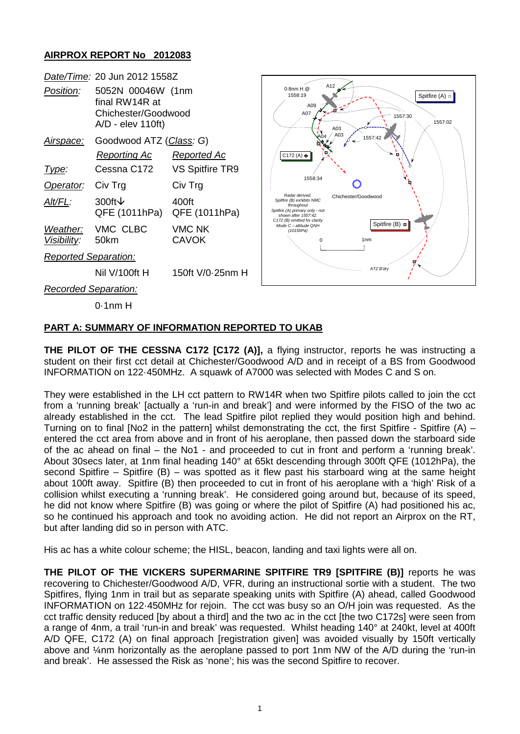**AIRPROX REPORT No 2012083**

| | | |
|---|---|---|
| *Date/Time:* | 20 Jun 2012 1558Z | |
| *Position:* | 5052N 00046W (1nm final RW14R at Chichester/Goodwood A/D - elev 110ft) | |
| *Airspace:* | Goodwood ATZ (*Class*: *G*) | |
| | *Reporting Ac* | *Reported Ac* |
| *Type:* | Cessna C172 | VS Spitfire TR9 |
| *Operator:* | Civ Trg | Civ Trg |
| *Alt/FL:* | 300ft↓ QFE (1011hPa) | 400ft QFE (1011hPa) |
| *Weather:* | VMC CLBC | VMC NK |
| *Visibility:* | 50km | CAVOK |
| *Reported Separation:* | | |
| | Nil V/100ft H | 150ft V/0·25nm H |
| *Recorded Separation:* | | |
| | 0·1nm H | |

**PART A: SUMMARY OF INFORMATION REPORTED TO UKAB**

**THE PILOT OF THE CESSNA C172 [C172 (A)],** a flying instructor, reports he was instructing a student on their first cct detail at Chichester/Goodwood A/D and in receipt of a BS from Goodwood INFORMATION on 122·450MHz. A squawk of A7000 was selected with Modes C and S on.

They were established in the LH cct pattern to RW14R when two Spitfire pilots called to join the cct from a 'running break' [actually a 'run-in and break'] and were informed by the FISO of the two ac already established in the cct. The lead Spitfire pilot replied they would position high and behind. Turning on to final [No2 in the pattern] whilst demonstrating the cct, the first Spitfire - Spitfire (A) – entered the cct area from above and in front of his aeroplane, then passed down the starboard side of the ac ahead on final – the No1 - and proceeded to cut in front and perform a 'running break'. About 30secs later, at 1nm final heading 140° at 65kt descending through 300ft QFE (1012hPa), the second Spitfire – Spitfire (B) – was spotted as it flew past his starboard wing at the same height about 100ft away. Spitfire (B) then proceeded to cut in front of his aeroplane with a 'high' Risk of a collision whilst executing a 'running break'. He considered going around but, because of its speed, he did not know where Spitfire (B) was going or where the pilot of Spitfire (A) had positioned his ac, so he continued his approach and took no avoiding action. He did not report an Airprox on the RT, but after landing did so in person with ATC.

His ac has a white colour scheme; the HISL, beacon, landing and taxi lights were all on.

**THE PILOT OF THE VICKERS SUPERMARINE SPITFIRE TR9 [SPITFIRE (B)]** reports he was recovering to Chichester/Goodwood A/D, VFR, during an instructional sortie with a student. The two Spitfires, flying 1nm in trail but as separate speaking units with Spitfire (A) ahead, called Goodwood INFORMATION on 122·450MHz for rejoin. The cct was busy so an O/H join was requested. As the cct traffic density reduced [by about a third] and the two ac in the cct [the two C172s] were seen from a range of 4nm, a trail 'run-in and break' was requested. Whilst heading 140° at 240kt, level at 400ft A/D QFE, C172 (A) on final approach [registration given] was avoided visually by 150ft vertically above and ¼nm horizontally as the aeroplane passed to port 1nm NW of the A/D during the 'run-in and break'. He assessed the Risk as 'none'; his was the second Spitfire to recover.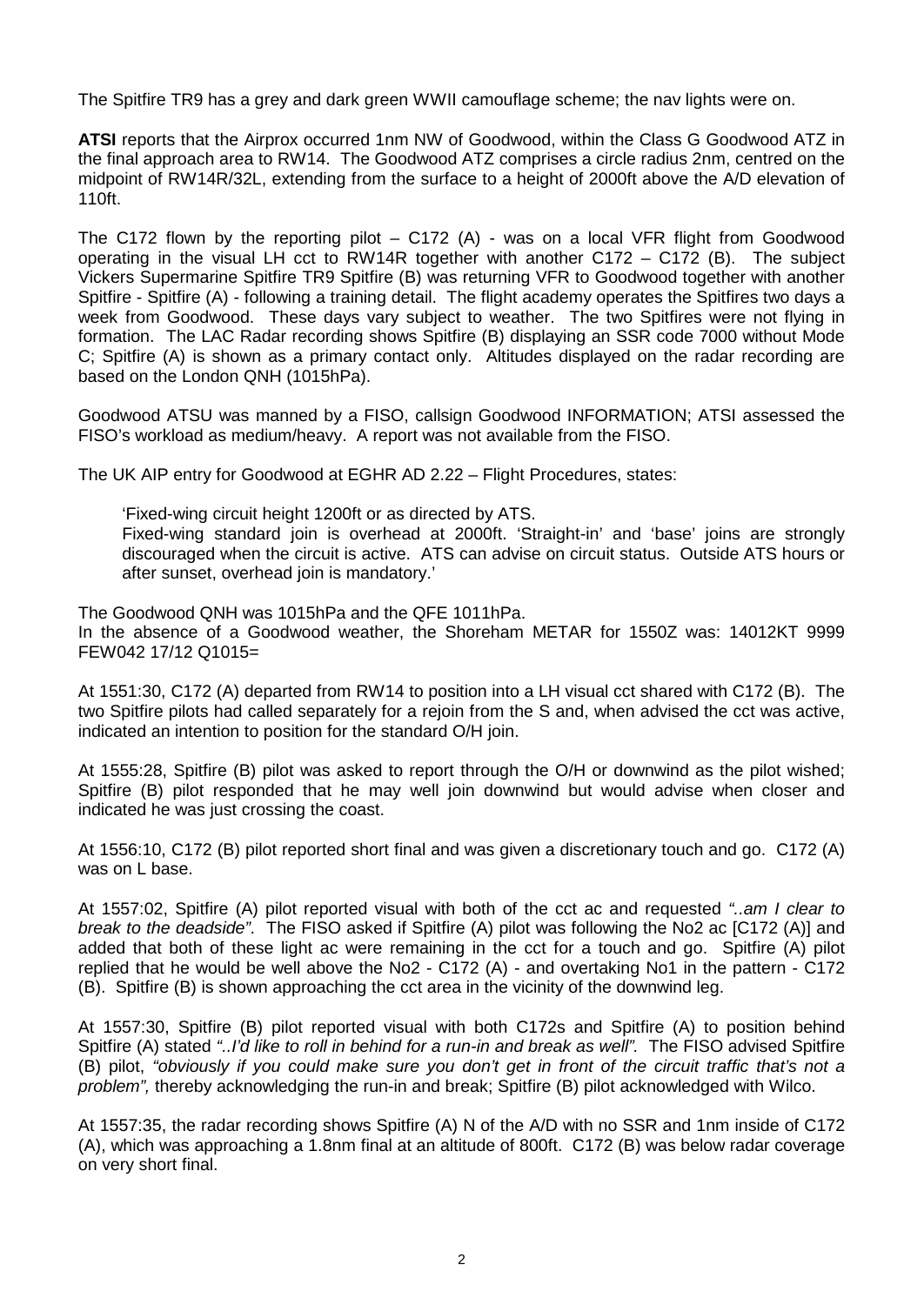The Spitfire TR9 has a grey and dark green WWII camouflage scheme; the nav lights were on.

**ATSI** reports that the Airprox occurred 1nm NW of Goodwood, within the Class G Goodwood ATZ in the final approach area to RW14. The Goodwood ATZ comprises a circle radius 2nm, centred on the midpoint of RW14R/32L, extending from the surface to a height of 2000ft above the A/D elevation of 110ft.

The C172 flown by the reporting pilot – C172 (A) - was on a local VFR flight from Goodwood operating in the visual LH cct to RW14R together with another C172 – C172 (B). The subject Vickers Supermarine Spitfire TR9 Spitfire (B) was returning VFR to Goodwood together with another Spitfire - Spitfire (A) - following a training detail. The flight academy operates the Spitfires two days a week from Goodwood. These days vary subject to weather. The two Spitfires were not flying in formation. The LAC Radar recording shows Spitfire (B) displaying an SSR code 7000 without Mode C; Spitfire (A) is shown as a primary contact only. Altitudes displayed on the radar recording are based on the London QNH (1015hPa).

Goodwood ATSU was manned by a FISO, callsign Goodwood INFORMATION; ATSI assessed the FISO's workload as medium/heavy. A report was not available from the FISO.

The UK AIP entry for Goodwood at EGHR AD 2.22 – Flight Procedures, states:

> 'Fixed-wing circuit height 1200ft or as directed by ATS.
> Fixed-wing standard join is overhead at 2000ft. 'Straight-in' and 'base' joins are strongly discouraged when the circuit is active. ATS can advise on circuit status. Outside ATS hours or after sunset, overhead join is mandatory.'

The Goodwood QNH was 1015hPa and the QFE 1011hPa.
In the absence of a Goodwood weather, the Shoreham METAR for 1550Z was: 14012KT 9999 FEW042 17/12 Q1015=

At 1551:30, C172 (A) departed from RW14 to position into a LH visual cct shared with C172 (B). The two Spitfire pilots had called separately for a rejoin from the S and, when advised the cct was active, indicated an intention to position for the standard O/H join.

At 1555:28, Spitfire (B) pilot was asked to report through the O/H or downwind as the pilot wished; Spitfire (B) pilot responded that he may well join downwind but would advise when closer and indicated he was just crossing the coast.

At 1556:10, C172 (B) pilot reported short final and was given a discretionary touch and go. C172 (A) was on L base.

At 1557:02, Spitfire (A) pilot reported visual with both of the cct ac and requested *"..am I clear to break to the deadside"*. The FISO asked if Spitfire (A) pilot was following the No2 ac [C172 (A)] and added that both of these light ac were remaining in the cct for a touch and go. Spitfire (A) pilot replied that he would be well above the No2 - C172 (A) - and overtaking No1 in the pattern - C172 (B). Spitfire (B) is shown approaching the cct area in the vicinity of the downwind leg.

At 1557:30, Spitfire (B) pilot reported visual with both C172s and Spitfire (A) to position behind Spitfire (A) stated *"..I'd like to roll in behind for a run-in and break as well".* The FISO advised Spitfire (B) pilot, *"obviously if you could make sure you don't get in front of the circuit traffic that's not a problem",* thereby acknowledging the run-in and break; Spitfire (B) pilot acknowledged with Wilco.

At 1557:35, the radar recording shows Spitfire (A) N of the A/D with no SSR and 1nm inside of C172 (A), which was approaching a 1.8nm final at an altitude of 800ft. C172 (B) was below radar coverage on very short final.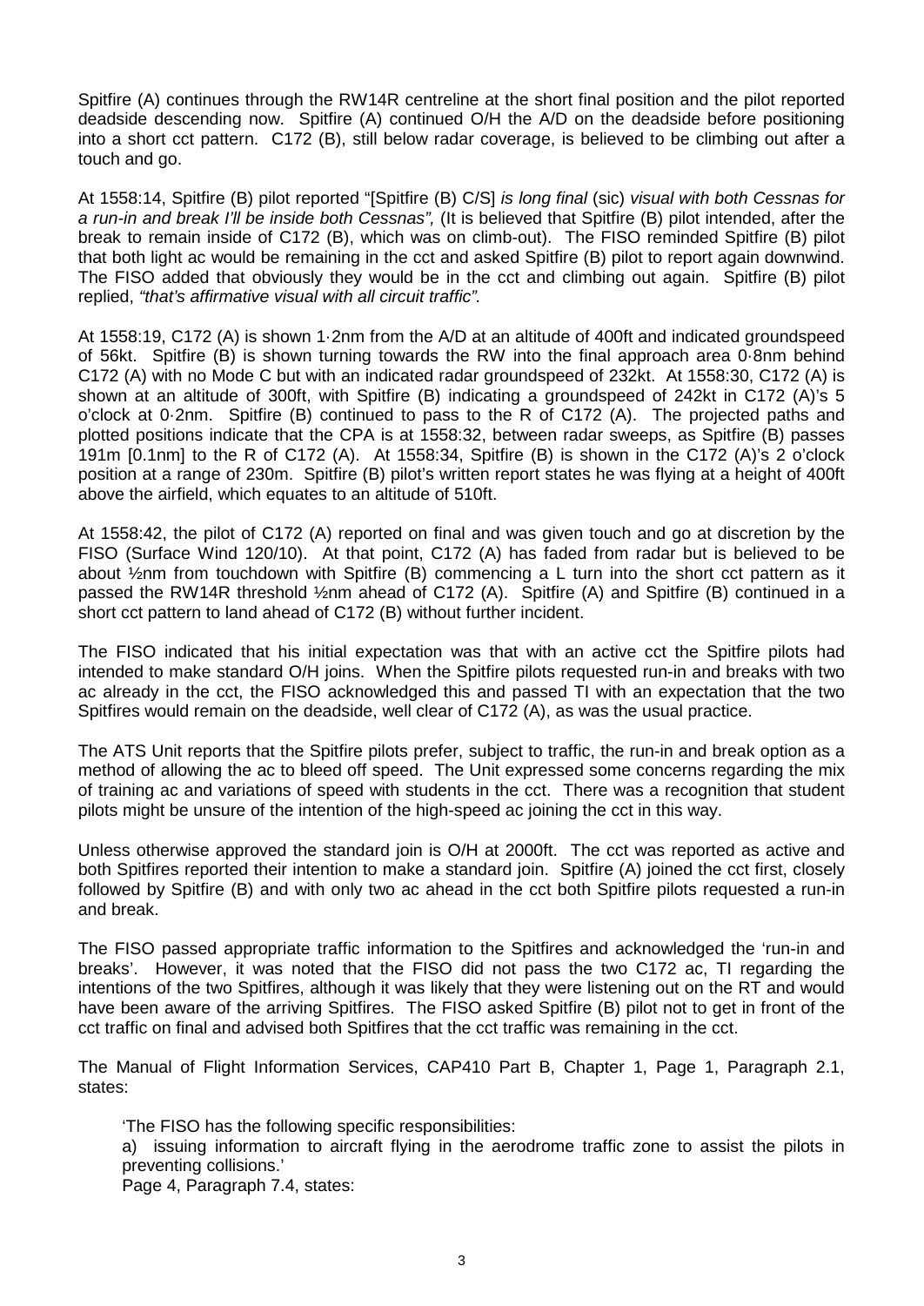Spitfire (A) continues through the RW14R centreline at the short final position and the pilot reported deadside descending now. Spitfire (A) continued O/H the A/D on the deadside before positioning into a short cct pattern. C172 (B), still below radar coverage, is believed to be climbing out after a touch and go.

At 1558:14, Spitfire (B) pilot reported "[Spitfire (B) C/S] *is long final* (sic) *visual with both Cessnas for a run-in and break I'll be inside both Cessnas",* (It is believed that Spitfire (B) pilot intended, after the break to remain inside of C172 (B), which was on climb-out). The FISO reminded Spitfire (B) pilot that both light ac would be remaining in the cct and asked Spitfire (B) pilot to report again downwind. The FISO added that obviously they would be in the cct and climbing out again. Spitfire (B) pilot replied, *"that's affirmative visual with all circuit traffic".*

At 1558:19, C172 (A) is shown 1·2nm from the A/D at an altitude of 400ft and indicated groundspeed of 56kt. Spitfire (B) is shown turning towards the RW into the final approach area 0·8nm behind C172 (A) with no Mode C but with an indicated radar groundspeed of 232kt. At 1558:30, C172 (A) is shown at an altitude of 300ft, with Spitfire (B) indicating a groundspeed of 242kt in C172 (A)'s 5 o'clock at 0·2nm. Spitfire (B) continued to pass to the R of C172 (A). The projected paths and plotted positions indicate that the CPA is at 1558:32, between radar sweeps, as Spitfire (B) passes 191m [0.1nm] to the R of C172 (A). At 1558:34, Spitfire (B) is shown in the C172 (A)'s 2 o'clock position at a range of 230m. Spitfire (B) pilot's written report states he was flying at a height of 400ft above the airfield, which equates to an altitude of 510ft.

At 1558:42, the pilot of C172 (A) reported on final and was given touch and go at discretion by the FISO (Surface Wind 120/10). At that point, C172 (A) has faded from radar but is believed to be about ½nm from touchdown with Spitfire (B) commencing a L turn into the short cct pattern as it passed the RW14R threshold ½nm ahead of C172 (A). Spitfire (A) and Spitfire (B) continued in a short cct pattern to land ahead of C172 (B) without further incident.

The FISO indicated that his initial expectation was that with an active cct the Spitfire pilots had intended to make standard O/H joins. When the Spitfire pilots requested run-in and breaks with two ac already in the cct, the FISO acknowledged this and passed TI with an expectation that the two Spitfires would remain on the deadside, well clear of C172 (A), as was the usual practice.

The ATS Unit reports that the Spitfire pilots prefer, subject to traffic, the run-in and break option as a method of allowing the ac to bleed off speed. The Unit expressed some concerns regarding the mix of training ac and variations of speed with students in the cct. There was a recognition that student pilots might be unsure of the intention of the high-speed ac joining the cct in this way.

Unless otherwise approved the standard join is O/H at 2000ft. The cct was reported as active and both Spitfires reported their intention to make a standard join. Spitfire (A) joined the cct first, closely followed by Spitfire (B) and with only two ac ahead in the cct both Spitfire pilots requested a run-in and break.

The FISO passed appropriate traffic information to the Spitfires and acknowledged the 'run-in and breaks'. However, it was noted that the FISO did not pass the two C172 ac, TI regarding the intentions of the two Spitfires, although it was likely that they were listening out on the RT and would have been aware of the arriving Spitfires. The FISO asked Spitfire (B) pilot not to get in front of the cct traffic on final and advised both Spitfires that the cct traffic was remaining in the cct.

The Manual of Flight Information Services, CAP410 Part B, Chapter 1, Page 1, Paragraph 2.1, states:

> 'The FISO has the following specific responsibilities:
>
> a) issuing information to aircraft flying in the aerodrome traffic zone to assist the pilots in preventing collisions.'
>
> Page 4, Paragraph 7.4, states: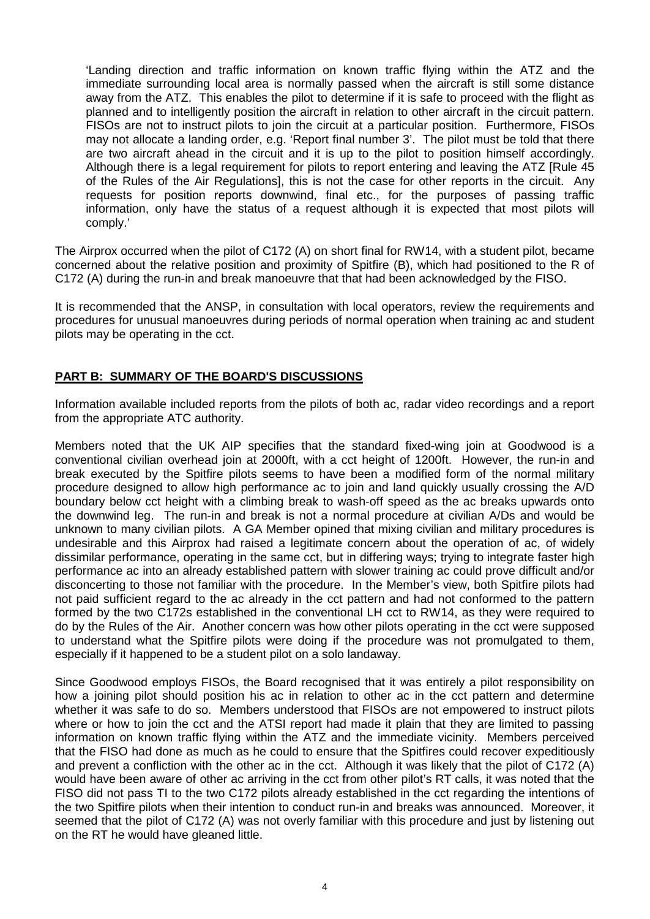'Landing direction and traffic information on known traffic flying within the ATZ and the immediate surrounding local area is normally passed when the aircraft is still some distance away from the ATZ. This enables the pilot to determine if it is safe to proceed with the flight as planned and to intelligently position the aircraft in relation to other aircraft in the circuit pattern. FISOs are not to instruct pilots to join the circuit at a particular position. Furthermore, FISOs may not allocate a landing order, e.g. 'Report final number 3'. The pilot must be told that there are two aircraft ahead in the circuit and it is up to the pilot to position himself accordingly. Although there is a legal requirement for pilots to report entering and leaving the ATZ [Rule 45 of the Rules of the Air Regulations], this is not the case for other reports in the circuit. Any requests for position reports downwind, final etc., for the purposes of passing traffic information, only have the status of a request although it is expected that most pilots will comply.'

The Airprox occurred when the pilot of C172 (A) on short final for RW14, with a student pilot, became concerned about the relative position and proximity of Spitfire (B), which had positioned to the R of C172 (A) during the run-in and break manoeuvre that that had been acknowledged by the FISO.

It is recommended that the ANSP, in consultation with local operators, review the requirements and procedures for unusual manoeuvres during periods of normal operation when training ac and student pilots may be operating in the cct.

## PART B: SUMMARY OF THE BOARD'S DISCUSSIONS

Information available included reports from the pilots of both ac, radar video recordings and a report from the appropriate ATC authority.

Members noted that the UK AIP specifies that the standard fixed-wing join at Goodwood is a conventional civilian overhead join at 2000ft, with a cct height of 1200ft. However, the run-in and break executed by the Spitfire pilots seems to have been a modified form of the normal military procedure designed to allow high performance ac to join and land quickly usually crossing the A/D boundary below cct height with a climbing break to wash-off speed as the ac breaks upwards onto the downwind leg. The run-in and break is not a normal procedure at civilian A/Ds and would be unknown to many civilian pilots. A GA Member opined that mixing civilian and military procedures is undesirable and this Airprox had raised a legitimate concern about the operation of ac, of widely dissimilar performance, operating in the same cct, but in differing ways; trying to integrate faster high performance ac into an already established pattern with slower training ac could prove difficult and/or disconcerting to those not familiar with the procedure. In the Member's view, both Spitfire pilots had not paid sufficient regard to the ac already in the cct pattern and had not conformed to the pattern formed by the two C172s established in the conventional LH cct to RW14, as they were required to do by the Rules of the Air. Another concern was how other pilots operating in the cct were supposed to understand what the Spitfire pilots were doing if the procedure was not promulgated to them, especially if it happened to be a student pilot on a solo landaway.

Since Goodwood employs FISOs, the Board recognised that it was entirely a pilot responsibility on how a joining pilot should position his ac in relation to other ac in the cct pattern and determine whether it was safe to do so. Members understood that FISOs are not empowered to instruct pilots where or how to join the cct and the ATSI report had made it plain that they are limited to passing information on known traffic flying within the ATZ and the immediate vicinity. Members perceived that the FISO had done as much as he could to ensure that the Spitfires could recover expeditiously and prevent a confliction with the other ac in the cct. Although it was likely that the pilot of C172 (A) would have been aware of other ac arriving in the cct from other pilot's RT calls, it was noted that the FISO did not pass TI to the two C172 pilots already established in the cct regarding the intentions of the two Spitfire pilots when their intention to conduct run-in and breaks was announced. Moreover, it seemed that the pilot of C172 (A) was not overly familiar with this procedure and just by listening out on the RT he would have gleaned little.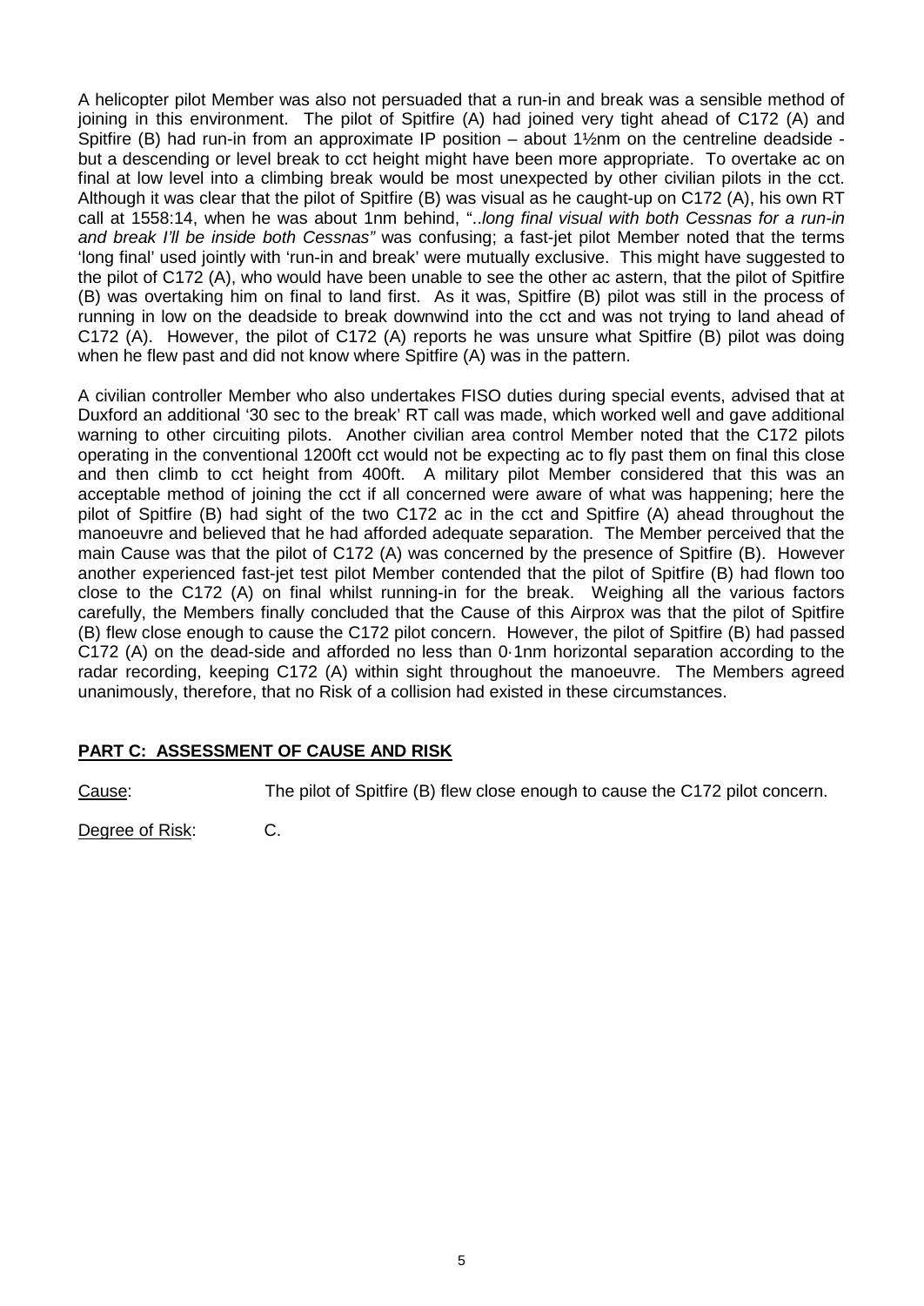A helicopter pilot Member was also not persuaded that a run-in and break was a sensible method of joining in this environment. The pilot of Spitfire (A) had joined very tight ahead of C172 (A) and Spitfire (B) had run-in from an approximate IP position – about 1½nm on the centreline deadside - but a descending or level break to cct height might have been more appropriate. To overtake ac on final at low level into a climbing break would be most unexpected by other civilian pilots in the cct. Although it was clear that the pilot of Spitfire (B) was visual as he caught-up on C172 (A), his own RT call at 1558:14, when he was about 1nm behind, "..*long final visual with both Cessnas for a run-in and break I'll be inside both Cessnas"* was confusing; a fast-jet pilot Member noted that the terms 'long final' used jointly with 'run-in and break' were mutually exclusive. This might have suggested to the pilot of C172 (A), who would have been unable to see the other ac astern, that the pilot of Spitfire (B) was overtaking him on final to land first. As it was, Spitfire (B) pilot was still in the process of running in low on the deadside to break downwind into the cct and was not trying to land ahead of C172 (A). However, the pilot of C172 (A) reports he was unsure what Spitfire (B) pilot was doing when he flew past and did not know where Spitfire (A) was in the pattern.

A civilian controller Member who also undertakes FISO duties during special events, advised that at Duxford an additional '30 sec to the break' RT call was made, which worked well and gave additional warning to other circuiting pilots. Another civilian area control Member noted that the C172 pilots operating in the conventional 1200ft cct would not be expecting ac to fly past them on final this close and then climb to cct height from 400ft. A military pilot Member considered that this was an acceptable method of joining the cct if all concerned were aware of what was happening; here the pilot of Spitfire (B) had sight of the two C172 ac in the cct and Spitfire (A) ahead throughout the manoeuvre and believed that he had afforded adequate separation. The Member perceived that the main Cause was that the pilot of C172 (A) was concerned by the presence of Spitfire (B). However another experienced fast-jet test pilot Member contended that the pilot of Spitfire (B) had flown too close to the C172 (A) on final whilst running-in for the break. Weighing all the various factors carefully, the Members finally concluded that the Cause of this Airprox was that the pilot of Spitfire (B) flew close enough to cause the C172 pilot concern. However, the pilot of Spitfire (B) had passed C172 (A) on the dead-side and afforded no less than 0·1nm horizontal separation according to the radar recording, keeping C172 (A) within sight throughout the manoeuvre. The Members agreed unanimously, therefore, that no Risk of a collision had existed in these circumstances.

## PART C: ASSESSMENT OF CAUSE AND RISK

Cause: The pilot of Spitfire (B) flew close enough to cause the C172 pilot concern.

Degree of Risk: C.